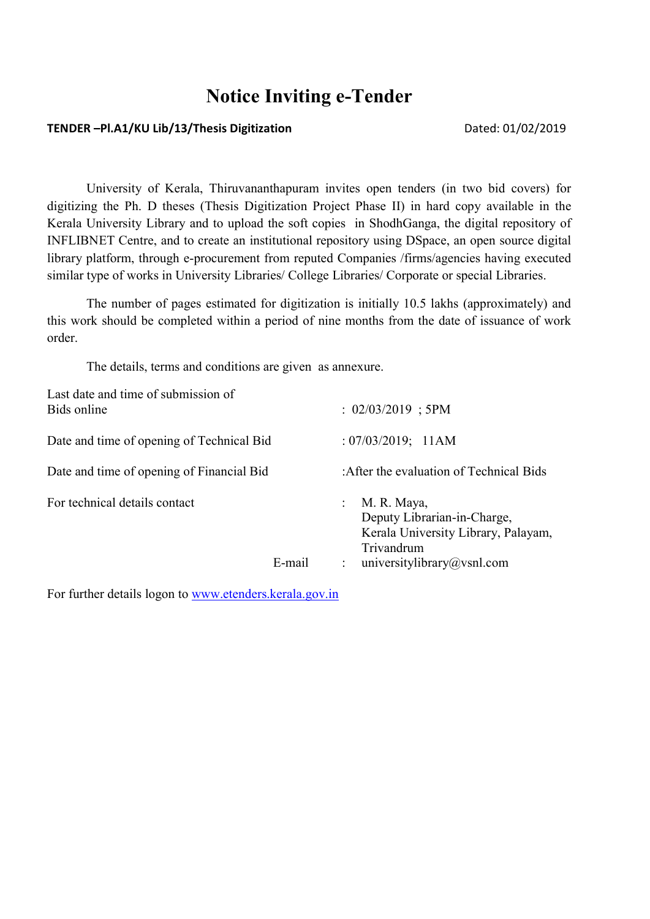# Notice Inviting e-Tender

**TENDER –Pl.A1/KU Lib/13/Thesis Digitization** Dated: 01/02/2019

University of Kerala, Thiruvananthapuram invites open tenders (in two bid covers) for digitizing the Ph. D theses (Thesis Digitization Project Phase II) in hard copy available in the Kerala University Library and to upload the soft copies in ShodhGanga, the digital repository of INFLIBNET Centre, and to create an institutional repository using DSpace, an open source digital library platform, through e-procurement from reputed Companies /firms/agencies having executed similar type of works in University Libraries/ College Libraries/ Corporate or special Libraries.

The number of pages estimated for digitization is initially 10.5 lakhs (approximately) and this work should be completed within a period of nine months from the date of issuance of work order.

The details, terms and conditions are given as annexure.

| | |
|---|---|
| Last date and time of submission of Bids online | : 02/03/2019 ; 5PM |
| Date and time of opening of Technical Bid | : 07/03/2019; 11AM |
| Date and time of opening of Financial Bid | :After the evaluation of Technical Bids |
| For technical details contact | : M. R. Maya, Deputy Librarian-in-Charge, Kerala University Library, Palayam, Trivandrum |
| E-mail | : universitylibrary@vsnl.com |

For further details logon to www.etenders.kerala.gov.in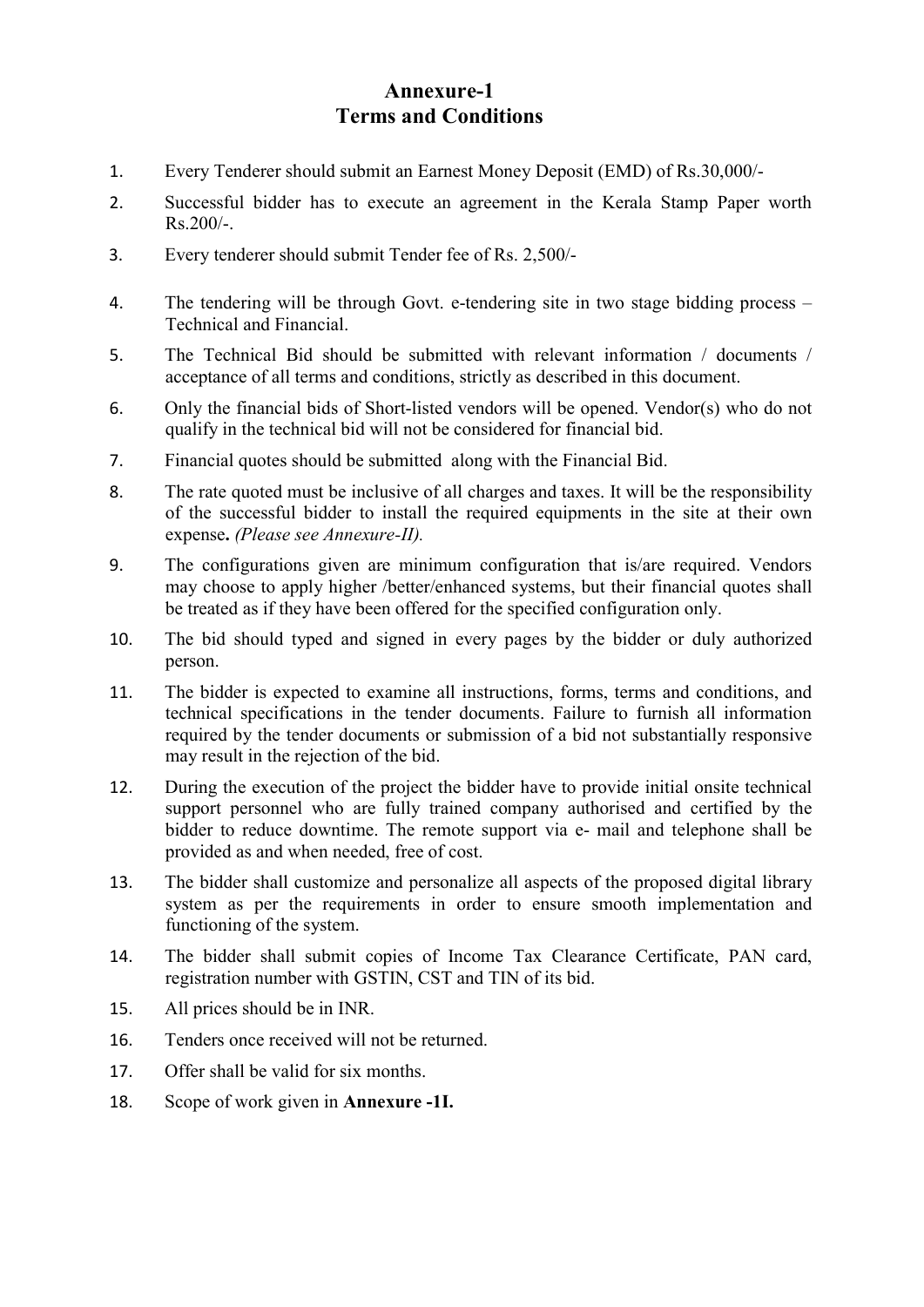# Annexure-1
## Terms and Conditions

1. Every Tenderer should submit an Earnest Money Deposit (EMD) of Rs.30,000/-
2. Successful bidder has to execute an agreement in the Kerala Stamp Paper worth Rs.200/-.
3. Every tenderer should submit Tender fee of Rs. 2,500/-
4. The tendering will be through Govt. e-tendering site in two stage bidding process – Technical and Financial.
5. The Technical Bid should be submitted with relevant information / documents / acceptance of all terms and conditions, strictly as described in this document.
6. Only the financial bids of Short-listed vendors will be opened. Vendor(s) who do not qualify in the technical bid will not be considered for financial bid.
7. Financial quotes should be submitted along with the Financial Bid.
8. The rate quoted must be inclusive of all charges and taxes. It will be the responsibility of the successful bidder to install the required equipments in the site at their own expense**.** *(Please see Annexure-II).*
9. The configurations given are minimum configuration that is/are required. Vendors may choose to apply higher /better/enhanced systems, but their financial quotes shall be treated as if they have been offered for the specified configuration only.
10. The bid should typed and signed in every pages by the bidder or duly authorized person.
11. The bidder is expected to examine all instructions, forms, terms and conditions, and technical specifications in the tender documents. Failure to furnish all information required by the tender documents or submission of a bid not substantially responsive may result in the rejection of the bid.
12. During the execution of the project the bidder have to provide initial onsite technical support personnel who are fully trained company authorised and certified by the bidder to reduce downtime. The remote support via e- mail and telephone shall be provided as and when needed, free of cost.
13. The bidder shall customize and personalize all aspects of the proposed digital library system as per the requirements in order to ensure smooth implementation and functioning of the system.
14. The bidder shall submit copies of Income Tax Clearance Certificate, PAN card, registration number with GSTIN, CST and TIN of its bid.
15. All prices should be in INR.
16. Tenders once received will not be returned.
17. Offer shall be valid for six months.
18. Scope of work given in **Annexure -1I.**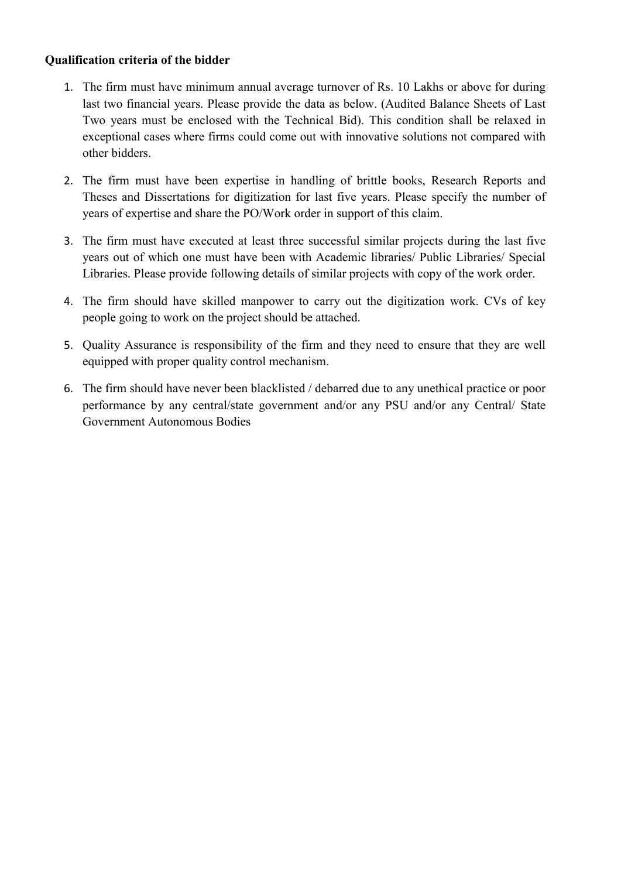**Qualification criteria of the bidder**

1. The firm must have minimum annual average turnover of Rs. 10 Lakhs or above for during last two financial years. Please provide the data as below. (Audited Balance Sheets of Last Two years must be enclosed with the Technical Bid). This condition shall be relaxed in exceptional cases where firms could come out with innovative solutions not compared with other bidders.
2. The firm must have been expertise in handling of brittle books, Research Reports and Theses and Dissertations for digitization for last five years. Please specify the number of years of expertise and share the PO/Work order in support of this claim.
3. The firm must have executed at least three successful similar projects during the last five years out of which one must have been with Academic libraries/ Public Libraries/ Special Libraries. Please provide following details of similar projects with copy of the work order.
4. The firm should have skilled manpower to carry out the digitization work. CVs of key people going to work on the project should be attached.
5. Quality Assurance is responsibility of the firm and they need to ensure that they are well equipped with proper quality control mechanism.
6. The firm should have never been blacklisted / debarred due to any unethical practice or poor performance by any central/state government and/or any PSU and/or any Central/ State Government Autonomous Bodies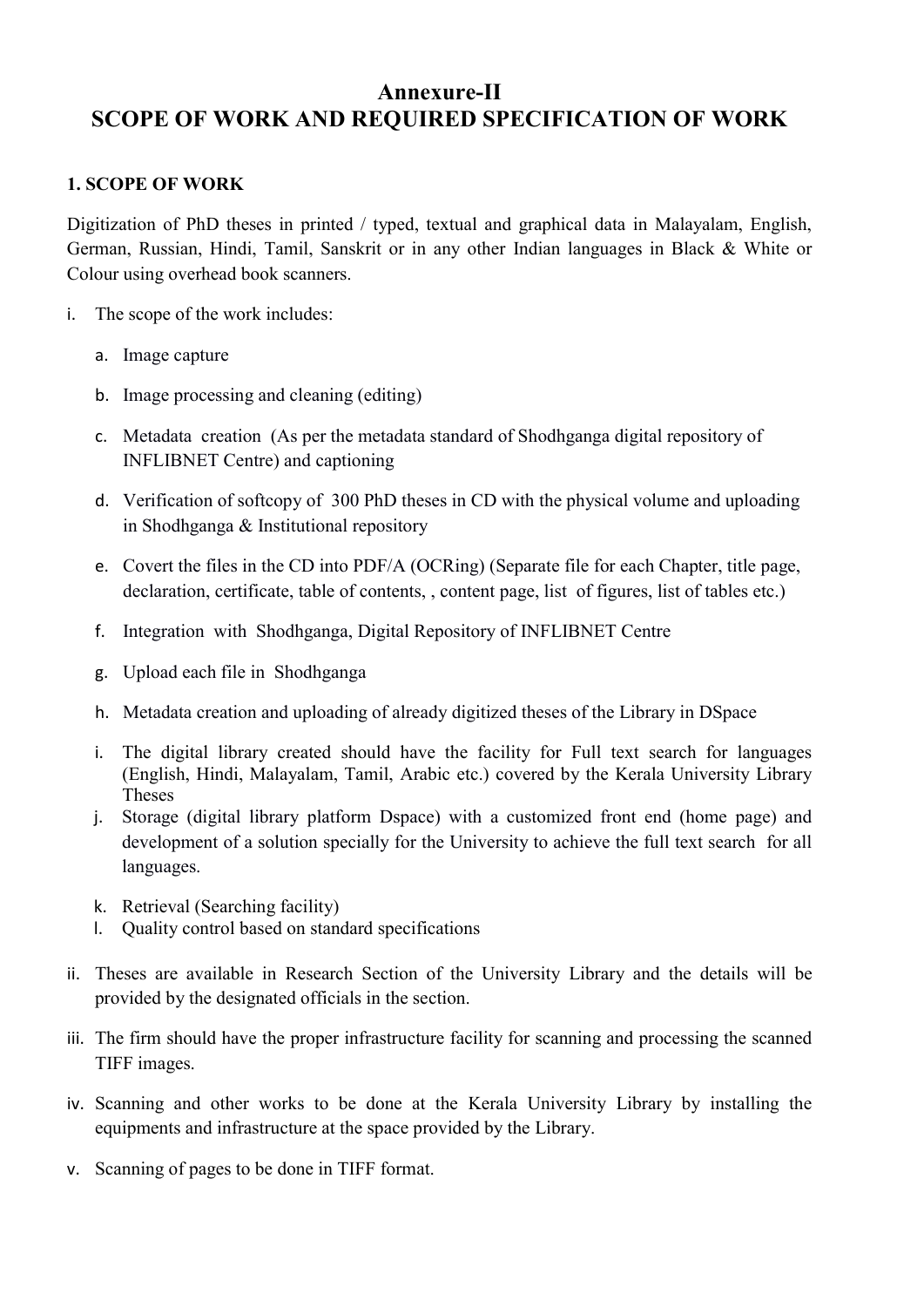# Annexure-II
# SCOPE OF WORK AND REQUIRED SPECIFICATION OF WORK

### 1. SCOPE OF WORK

Digitization of PhD theses in printed / typed, textual and graphical data in Malayalam, English, German, Russian, Hindi, Tamil, Sanskrit or in any other Indian languages in Black & White or Colour using overhead book scanners.

i. The scope of the work includes:

   a. Image capture

   b. Image processing and cleaning (editing)

   c. Metadata creation (As per the metadata standard of Shodhganga digital repository of INFLIBNET Centre) and captioning

   d. Verification of softcopy of 300 PhD theses in CD with the physical volume and uploading in Shodhganga & Institutional repository

   e. Covert the files in the CD into PDF/A (OCRing) (Separate file for each Chapter, title page, declaration, certificate, table of contents, , content page, list of figures, list of tables etc.)

   f. Integration with Shodhganga, Digital Repository of INFLIBNET Centre

   g. Upload each file in Shodhganga

   h. Metadata creation and uploading of already digitized theses of the Library in DSpace

   i. The digital library created should have the facility for Full text search for languages (English, Hindi, Malayalam, Tamil, Arabic etc.) covered by the Kerala University Library Theses

   j. Storage (digital library platform Dspace) with a customized front end (home page) and development of a solution specially for the University to achieve the full text search for all languages.

   k. Retrieval (Searching facility)

   l. Quality control based on standard specifications

ii. Theses are available in Research Section of the University Library and the details will be provided by the designated officials in the section.

iii. The firm should have the proper infrastructure facility for scanning and processing the scanned TIFF images.

iv. Scanning and other works to be done at the Kerala University Library by installing the equipments and infrastructure at the space provided by the Library.

v. Scanning of pages to be done in TIFF format.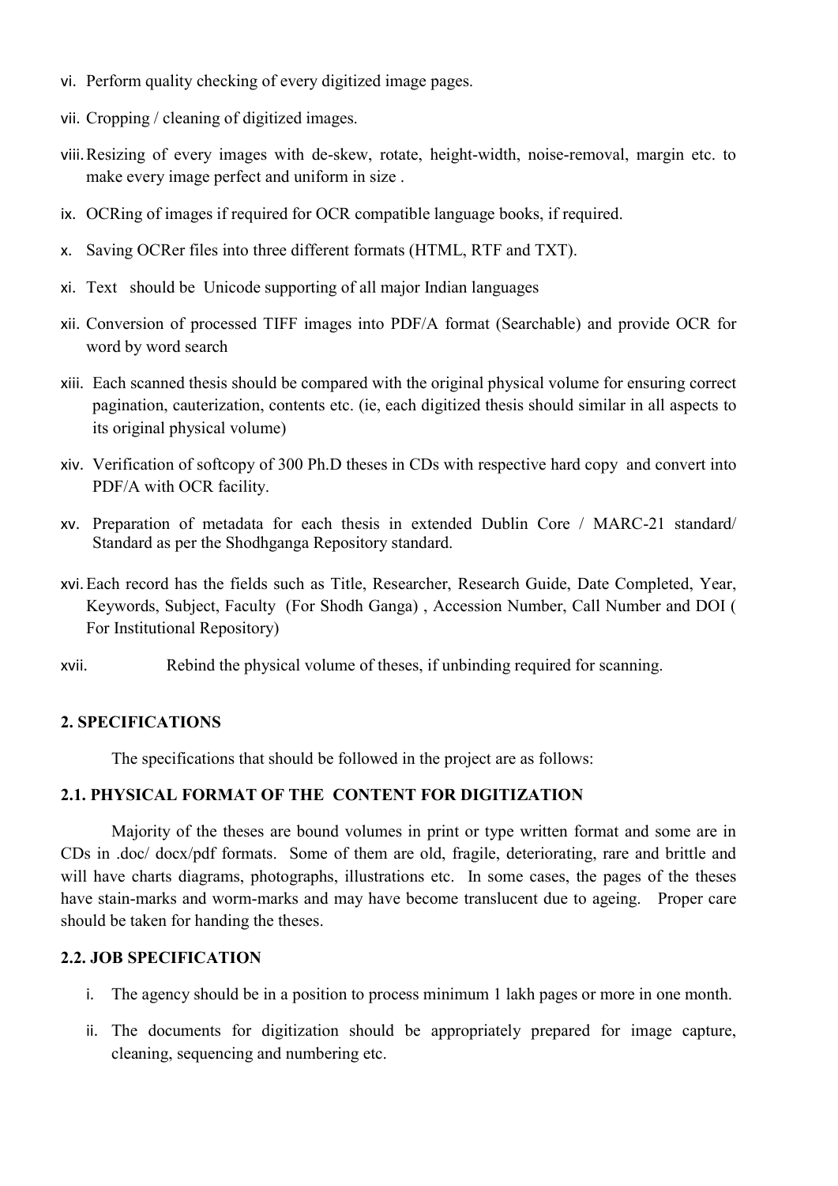vi. Perform quality checking of every digitized image pages.

vii. Cropping / cleaning of digitized images.

viii. Resizing of every images with de-skew, rotate, height-width, noise-removal, margin etc. to make every image perfect and uniform in size .

ix. OCRing of images if required for OCR compatible language books, if required.

x. Saving OCRer files into three different formats (HTML, RTF and TXT).

xi. Text should be Unicode supporting of all major Indian languages

xii. Conversion of processed TIFF images into PDF/A format (Searchable) and provide OCR for word by word search

xiii. Each scanned thesis should be compared with the original physical volume for ensuring correct pagination, cauterization, contents etc. (ie, each digitized thesis should similar in all aspects to its original physical volume)

xiv. Verification of softcopy of 300 Ph.D theses in CDs with respective hard copy and convert into PDF/A with OCR facility.

xv. Preparation of metadata for each thesis in extended Dublin Core / MARC-21 standard/ Standard as per the Shodhganga Repository standard.

xvi. Each record has the fields such as Title, Researcher, Research Guide, Date Completed, Year, Keywords, Subject, Faculty (For Shodh Ganga) , Accession Number, Call Number and DOI ( For Institutional Repository)

xvii. Rebind the physical volume of theses, if unbinding required for scanning.

## 2. SPECIFICATIONS

The specifications that should be followed in the project are as follows:

### 2.1. PHYSICAL FORMAT OF THE CONTENT FOR DIGITIZATION

Majority of the theses are bound volumes in print or type written format and some are in CDs in .doc/ docx/pdf formats. Some of them are old, fragile, deteriorating, rare and brittle and will have charts diagrams, photographs, illustrations etc. In some cases, the pages of the theses have stain-marks and worm-marks and may have become translucent due to ageing. Proper care should be taken for handing the theses.

### 2.2. JOB SPECIFICATION

i. The agency should be in a position to process minimum 1 lakh pages or more in one month.

ii. The documents for digitization should be appropriately prepared for image capture, cleaning, sequencing and numbering etc.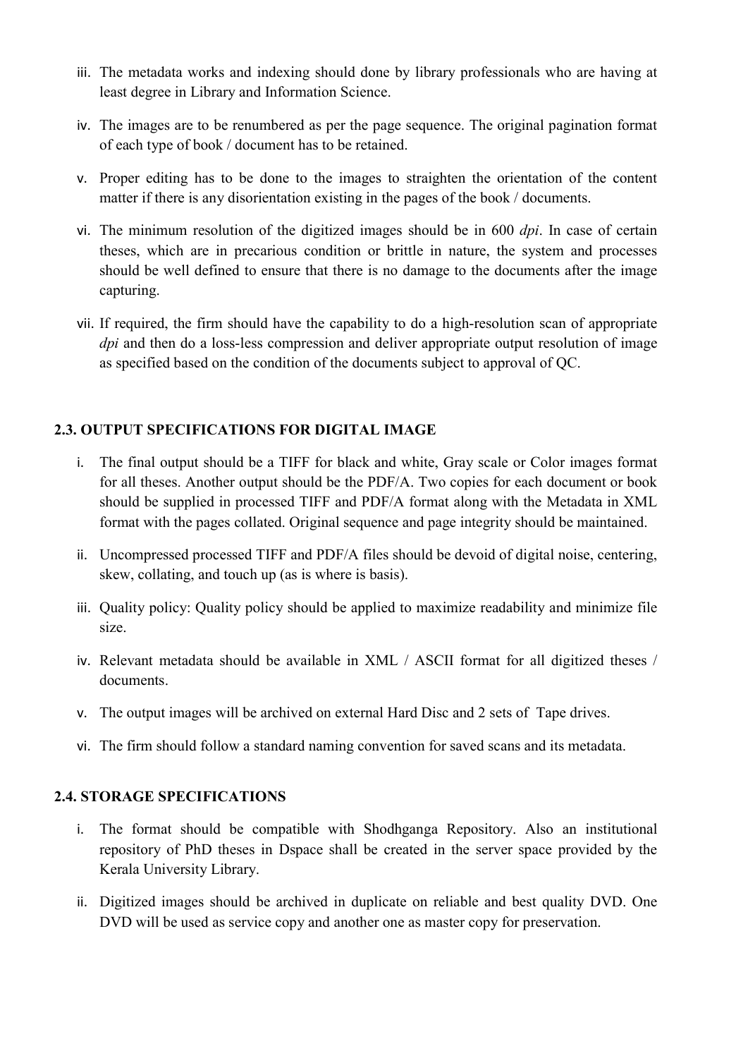iii. The metadata works and indexing should done by library professionals who are having at least degree in Library and Information Science.

iv. The images are to be renumbered as per the page sequence. The original pagination format of each type of book / document has to be retained.

v. Proper editing has to be done to the images to straighten the orientation of the content matter if there is any disorientation existing in the pages of the book / documents.

vi. The minimum resolution of the digitized images should be in 600 *dpi*. In case of certain theses, which are in precarious condition or brittle in nature, the system and processes should be well defined to ensure that there is no damage to the documents after the image capturing.

vii. If required, the firm should have the capability to do a high-resolution scan of appropriate *dpi* and then do a loss-less compression and deliver appropriate output resolution of image as specified based on the condition of the documents subject to approval of QC.

### 2.3. OUTPUT SPECIFICATIONS FOR DIGITAL IMAGE

i. The final output should be a TIFF for black and white, Gray scale or Color images format for all theses. Another output should be the PDF/A. Two copies for each document or book should be supplied in processed TIFF and PDF/A format along with the Metadata in XML format with the pages collated. Original sequence and page integrity should be maintained.

ii. Uncompressed processed TIFF and PDF/A files should be devoid of digital noise, centering, skew, collating, and touch up (as is where is basis).

iii. Quality policy: Quality policy should be applied to maximize readability and minimize file size.

iv. Relevant metadata should be available in XML / ASCII format for all digitized theses / documents.

v. The output images will be archived on external Hard Disc and 2 sets of Tape drives.

vi. The firm should follow a standard naming convention for saved scans and its metadata.

### 2.4. STORAGE SPECIFICATIONS

i. The format should be compatible with Shodhganga Repository. Also an institutional repository of PhD theses in Dspace shall be created in the server space provided by the Kerala University Library.

ii. Digitized images should be archived in duplicate on reliable and best quality DVD. One DVD will be used as service copy and another one as master copy for preservation.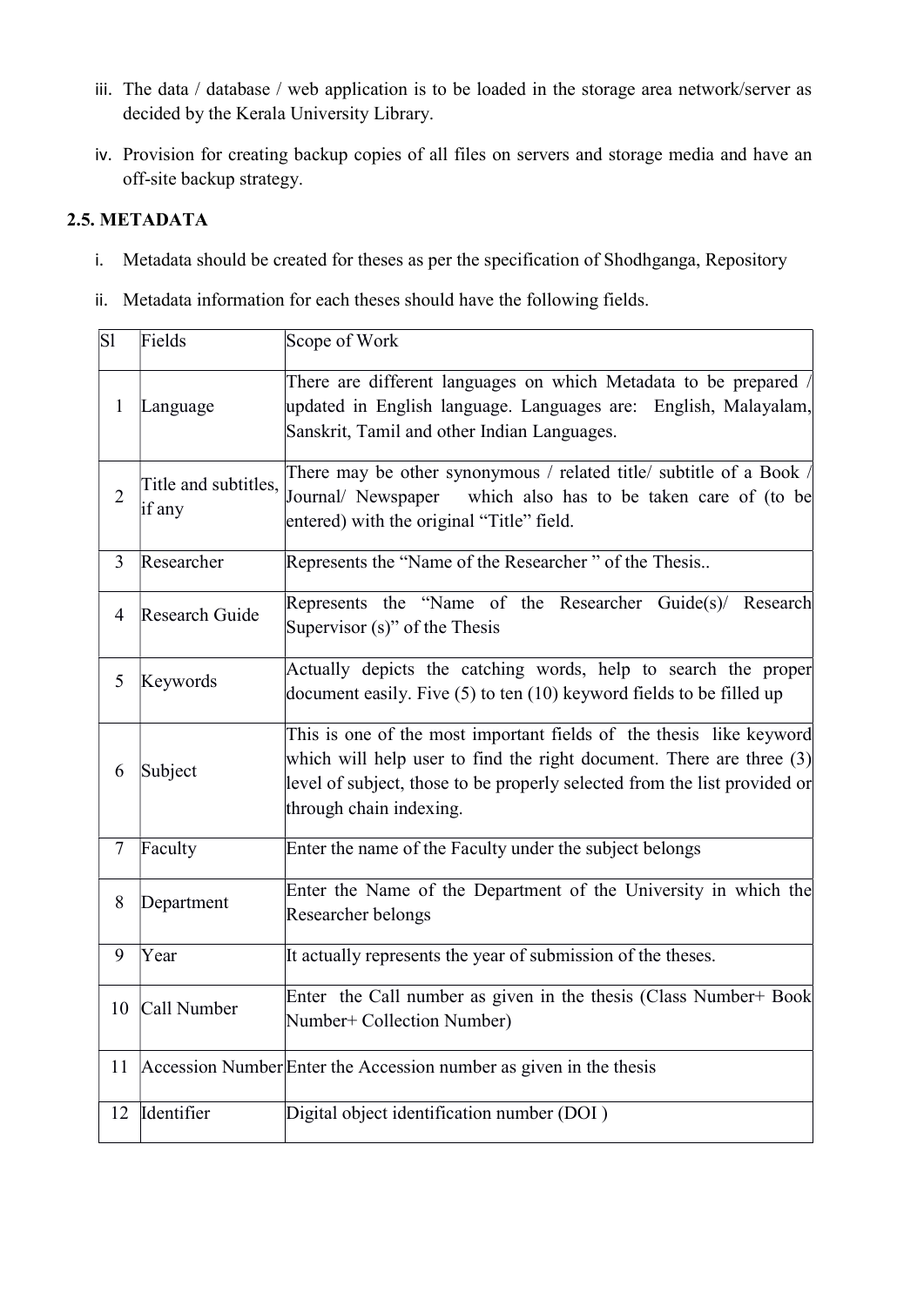iii. The data / database / web application is to be loaded in the storage area network/server as decided by the Kerala University Library.

iv. Provision for creating backup copies of all files on servers and storage media and have an off-site backup strategy.

## 2.5. METADATA

i. Metadata should be created for theses as per the specification of Shodhganga, Repository

ii. Metadata information for each theses should have the following fields.

| Sl | Fields | Scope of Work |
|---|---|---|
| 1 | Language | There are different languages on which Metadata to be prepared / updated in English language. Languages are: English, Malayalam, Sanskrit, Tamil and other Indian Languages. |
| 2 | Title and subtitles, if any | There may be other synonymous / related title/ subtitle of a Book / Journal/ Newspaper which also has to be taken care of (to be entered) with the original "Title" field. |
| 3 | Researcher | Represents the "Name of the Researcher " of the Thesis.. |
| 4 | Research Guide | Represents the "Name of the Researcher Guide(s)/ Research Supervisor (s)" of the Thesis |
| 5 | Keywords | Actually depicts the catching words, help to search the proper document easily. Five (5) to ten (10) keyword fields to be filled up |
| 6 | Subject | This is one of the most important fields of the thesis like keyword which will help user to find the right document. There are three (3) level of subject, those to be properly selected from the list provided or through chain indexing. |
| 7 | Faculty | Enter the name of the Faculty under the subject belongs |
| 8 | Department | Enter the Name of the Department of the University in which the Researcher belongs |
| 9 | Year | It actually represents the year of submission of the theses. |
| 10 | Call Number | Enter the Call number as given in the thesis (Class Number+ Book Number+ Collection Number) |
| 11 | Accession Number | Enter the Accession number as given in the thesis |
| 12 | Identifier | Digital object identification number (DOI ) |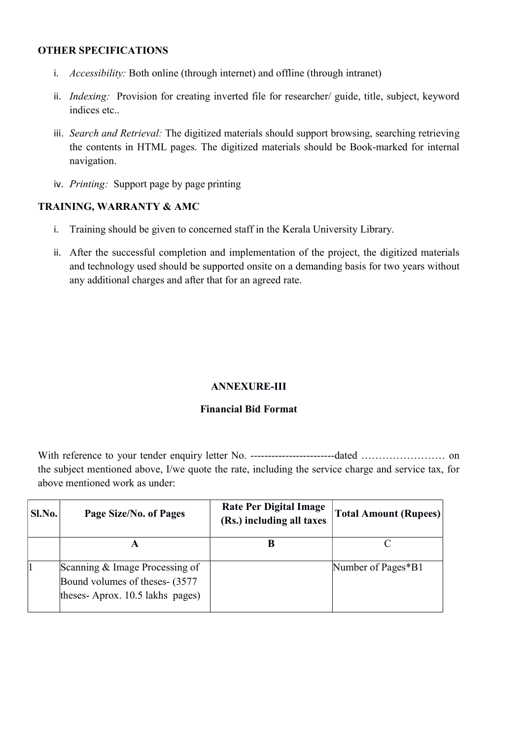**OTHER SPECIFICATIONS**

i. *Accessibility:* Both online (through internet) and offline (through intranet)

ii. *Indexing:* Provision for creating inverted file for researcher/ guide, title, subject, keyword indices etc..

iii. *Search and Retrieval:* The digitized materials should support browsing, searching retrieving the contents in HTML pages. The digitized materials should be Book-marked for internal navigation.

iv. *Printing:* Support page by page printing

**TRAINING, WARRANTY & AMC**

i. Training should be given to concerned staff in the Kerala University Library.

ii. After the successful completion and implementation of the project, the digitized materials and technology used should be supported onsite on a demanding basis for two years without any additional charges and after that for an agreed rate.

**ANNEXURE-III**

**Financial Bid Format**

With reference to your tender enquiry letter No. ------------------------dated …………………… on the subject mentioned above, I/we quote the rate, including the service charge and service tax, for above mentioned work as under:

| Sl.No. | Page Size/No. of Pages | Rate Per Digital Image (Rs.) including all taxes | Total Amount (Rupees) |
|---|---|---|---|
| | A | B | C |
| 1 | Scanning & Image Processing of Bound volumes of theses- (3577 theses- Aprox. 10.5 lakhs pages) | | Number of Pages*B1 |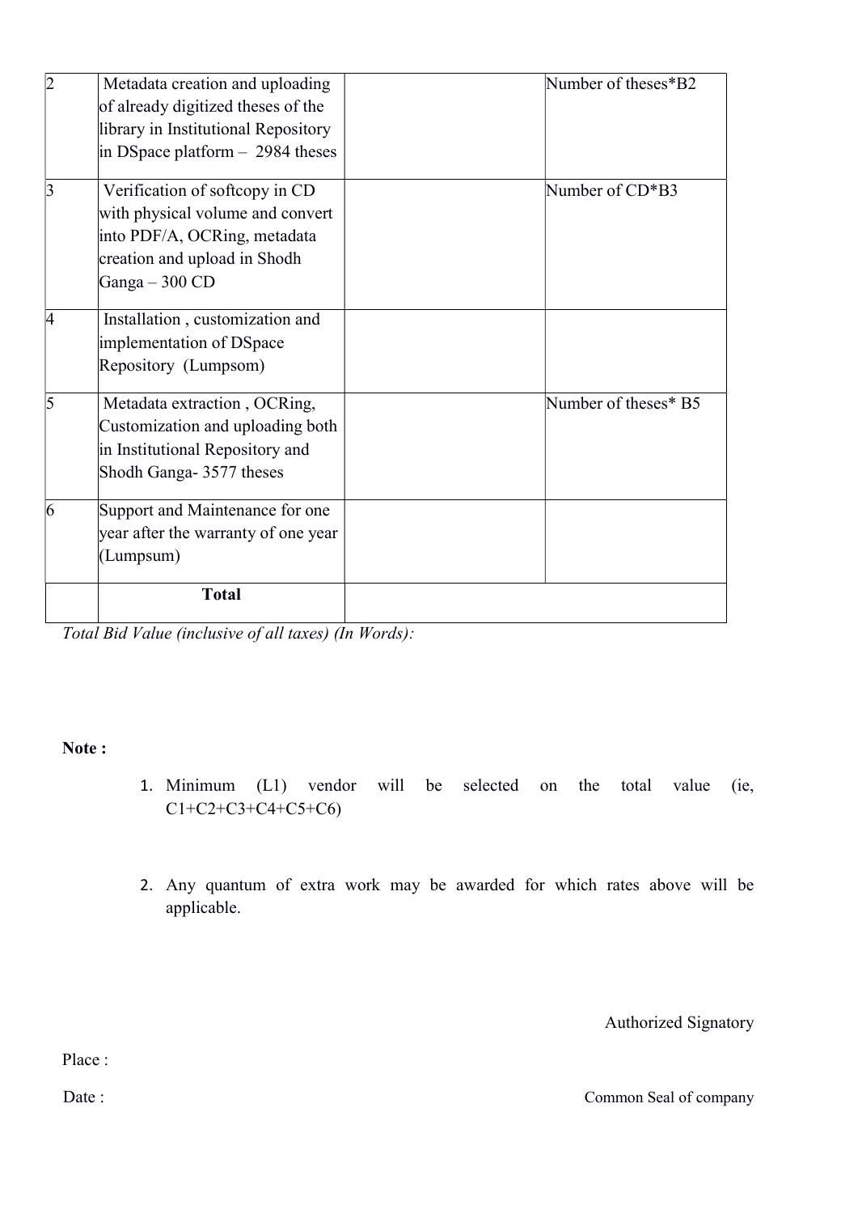| | | | |
|---|---|---|---|
| 2 | Metadata creation and uploading of already digitized theses of the library in Institutional Repository in DSpace platform – 2984 theses | | Number of theses*B2 |
| 3 | Verification of softcopy in CD with physical volume and convert into PDF/A, OCRing, metadata creation and upload in Shodh Ganga – 300 CD | | Number of CD*B3 |
| 4 | Installation , customization and implementation of DSpace Repository (Lumpsom) | | |
| 5 | Metadata extraction , OCRing, Customization and uploading both in Institutional Repository and Shodh Ganga- 3577 theses | | Number of theses* B5 |
| 6 | Support and Maintenance for one year after the warranty of one year (Lumpsum) | | |
| | **Total** | | |

*Total Bid Value (inclusive of all taxes) (In Words):*

**Note :**

1. Minimum (L1) vendor will be selected on the total value (ie, C1+C2+C3+C4+C5+C6)

2. Any quantum of extra work may be awarded for which rates above will be applicable.

Authorized Signatory

Place :

Date :

Common Seal of company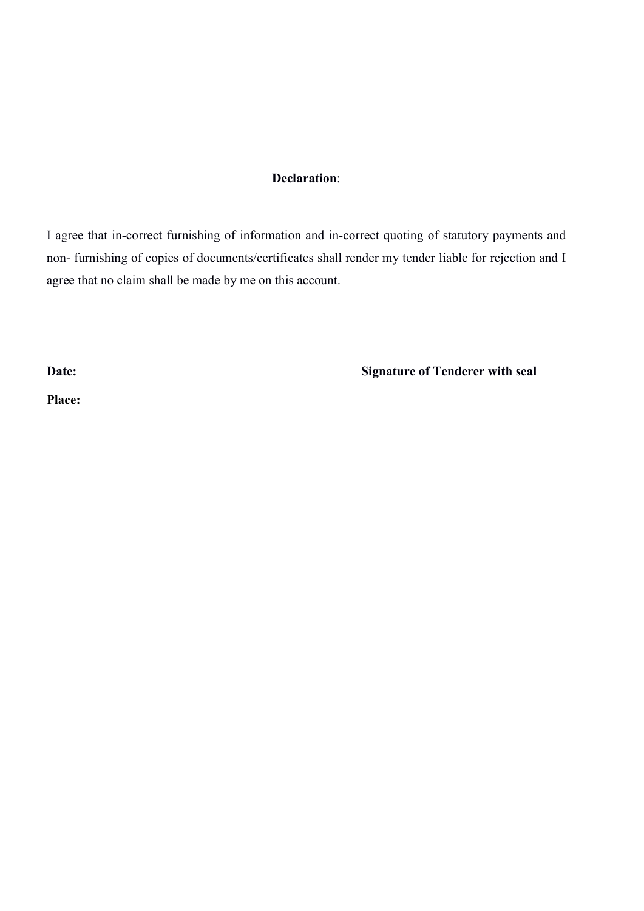**Declaration**:

I agree that in-correct furnishing of information and in-correct quoting of statutory payments and non- furnishing of copies of documents/certificates shall render my tender liable for rejection and I agree that no claim shall be made by me on this account.

**Date:** **Signature of Tenderer with seal**

**Place:**